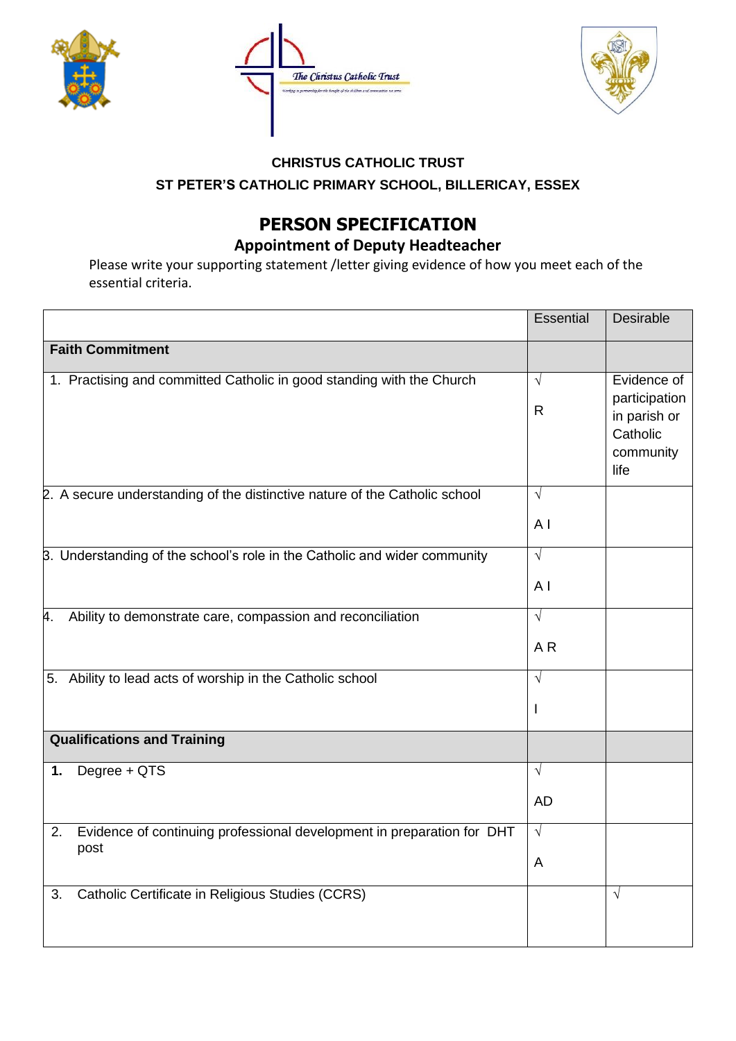**CHRISTUS CATHOLIC TRUST**

**ST PETER'S CATHOLIC PRIMARY SCHOOL, BILLERICAY, ESSEX**

# PERSON SPECIFICATION

## Appointment of Deputy Headteacher

Please write your supporting statement /letter giving evidence of how you meet each of the essential criteria.

| | Essential | Desirable |
|---|---|---|
| **Faith Commitment** | | |
| 1. Practising and committed Catholic in good standing with the Church | √ R | Evidence of participation in parish or Catholic community life |
| 2. A secure understanding of the distinctive nature of the Catholic school | √ A I | |
| 3. Understanding of the school's role in the Catholic and wider community | √ A I | |
| 4. Ability to demonstrate care, compassion and reconciliation | √ A R | |
| 5. Ability to lead acts of worship in the Catholic school | √ I | |
| **Qualifications and Training** | | |
| **1.** Degree + QTS | √ AD | |
| 2. Evidence of continuing professional development in preparation for DHT post | √ A | |
| 3. Catholic Certificate in Religious Studies (CCRS) | | √ |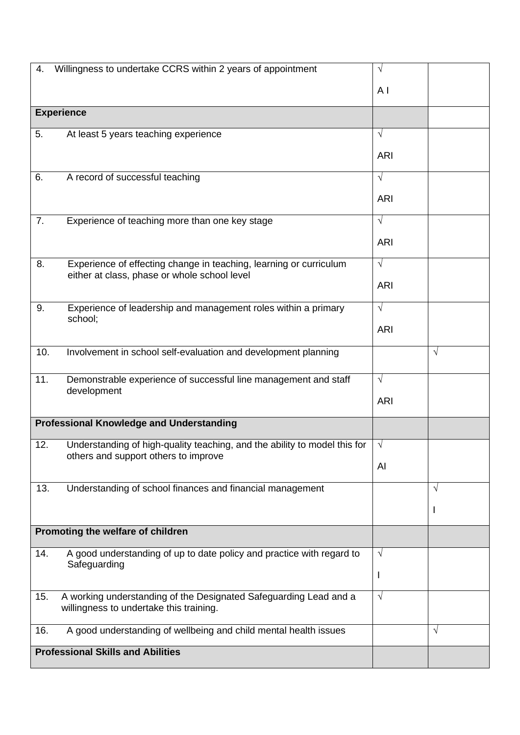| | | |
|---|---|---|
| 4. Willingness to undertake CCRS within 2 years of appointment | √<br>A I | |
| **Experience** | | |
| 5. At least 5 years teaching experience | √<br>ARI | |
| 6. A record of successful teaching | √<br>ARI | |
| 7. Experience of teaching more than one key stage | √<br>ARI | |
| 8. Experience of effecting change in teaching, learning or curriculum either at class, phase or whole school level | √<br>ARI | |
| 9. Experience of leadership and management roles within a primary school; | √<br>ARI | |
| 10. Involvement in school self-evaluation and development planning | | √ |
| 11. Demonstrable experience of successful line management and staff development | √<br>ARI | |
| **Professional Knowledge and Understanding** | | |
| 12. Understanding of high-quality teaching, and the ability to model this for others and support others to improve | √<br>AI | |
| 13. Understanding of school finances and financial management | | √<br>I |
| **Promoting the welfare of children** | | |
| 14. A good understanding of up to date policy and practice with regard to Safeguarding | √<br>I | |
| 15. A working understanding of the Designated Safeguarding Lead and a willingness to undertake this training. | √ | |
| 16. A good understanding of wellbeing and child mental health issues | | √ |
| **Professional Skills and Abilities** | | |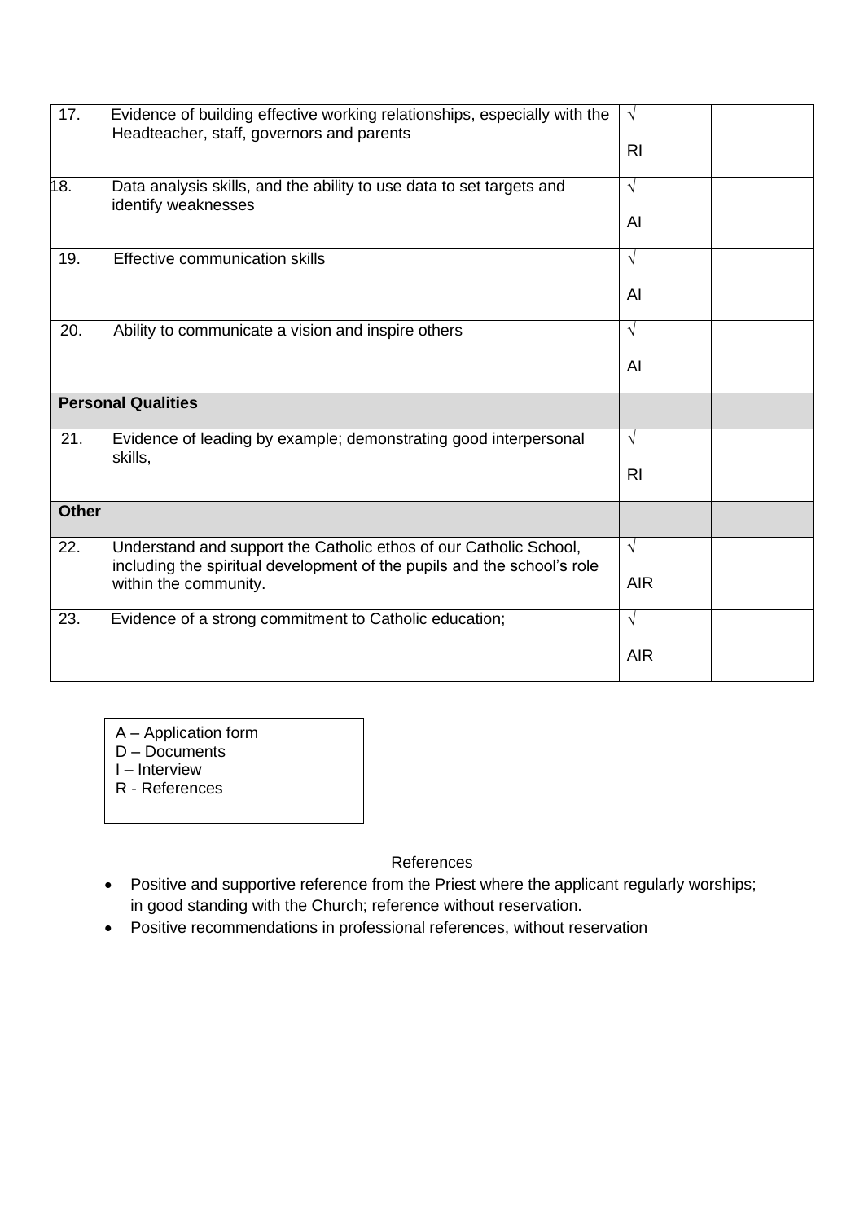| | | | |
|---|---|---|---|
| 17. | Evidence of building effective working relationships, especially with the Headteacher, staff, governors and parents | √ RI | |
| 18. | Data analysis skills, and the ability to use data to set targets and identify weaknesses | √ AI | |
| 19. | Effective communication skills | √ AI | |
| 20. | Ability to communicate a vision and inspire others | √ AI | |
| **Personal Qualities** | | | |
| 21. | Evidence of leading by example; demonstrating good interpersonal skills, | √ RI | |
| **Other** | | | |
| 22. | Understand and support the Catholic ethos of our Catholic School, including the spiritual development of the pupils and the school's role within the community. | √ AIR | |
| 23. | Evidence of a strong commitment to Catholic education; | √ AIR | |

A – Application form
D – Documents
I – Interview
R - References

References

- Positive and supportive reference from the Priest where the applicant regularly worships; in good standing with the Church; reference without reservation.
- Positive recommendations in professional references, without reservation